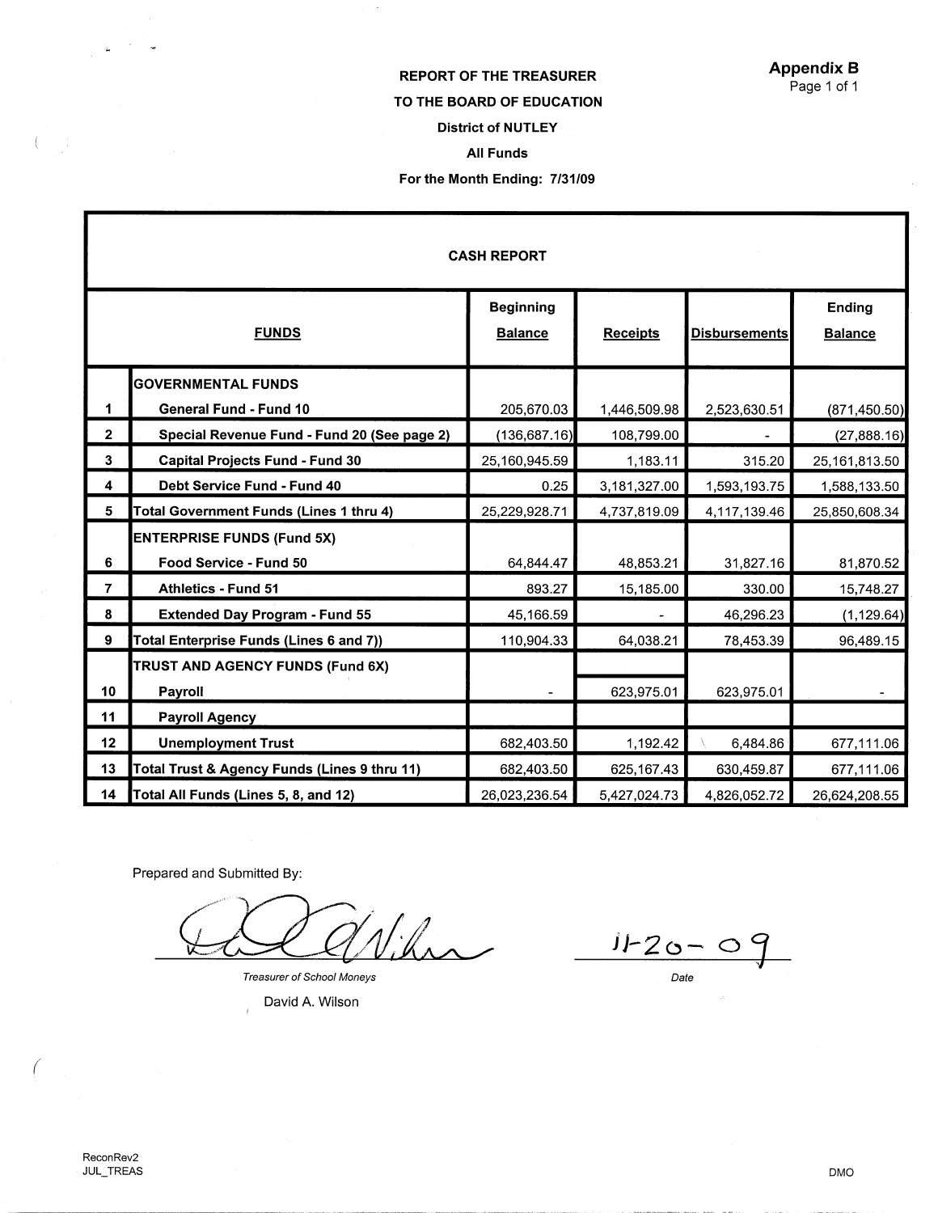Appendix B

Page 1 of 1

**REPORT OF THE TREASURER**

**TO THE BOARD OF EDUCATION**

**District of NUTLEY**

**All Funds**

**For the Month Ending: 7/31/09**

**CASH REPORT**

| | FUNDS | Beginning Balance | Receipts | Disbursements | Ending Balance |
|---|---|---|---|---|---|
| | **GOVERNMENTAL FUNDS** | | | | |
| 1 | **General Fund - Fund 10** | 205,670.03 | 1,446,509.98 | 2,523,630.51 | (871,450.50) |
| 2 | **Special Revenue Fund - Fund 20 (See page 2)** | (136,687.16) | 108,799.00 | - | (27,888.16) |
| 3 | **Capital Projects Fund - Fund 30** | 25,160,945.59 | 1,183.11 | 315.20 | 25,161,813.50 |
| 4 | **Debt Service Fund - Fund 40** | 0.25 | 3,181,327.00 | 1,593,193.75 | 1,588,133.50 |
| 5 | **Total Government Funds (Lines 1 thru 4)** | 25,229,928.71 | 4,737,819.09 | 4,117,139.46 | 25,850,608.34 |
| | **ENTERPRISE FUNDS (Fund 5X)** | | | | |
| 6 | **Food Service - Fund 50** | 64,844.47 | 48,853.21 | 31,827.16 | 81,870.52 |
| 7 | **Athletics - Fund 51** | 893.27 | 15,185.00 | 330.00 | 15,748.27 |
| 8 | **Extended Day Program - Fund 55** | 45,166.59 | - | 46,296.23 | (1,129.64) |
| 9 | **Total Enterprise Funds (Lines 6 and 7))** | 110,904.33 | 64,038.21 | 78,453.39 | 96,489.15 |
| | **TRUST AND AGENCY FUNDS (Fund 6X)** | | | | |
| 10 | **Payroll** | - | 623,975.01 | 623,975.01 | - |
| 11 | **Payroll Agency** | | | | |
| 12 | **Unemployment Trust** | 682,403.50 | 1,192.42 | 6,484.86 | 677,111.06 |
| 13 | **Total Trust & Agency Funds (Lines 9 thru 11)** | 682,403.50 | 625,167.43 | 630,459.87 | 677,111.06 |
| 14 | **Total All Funds (Lines 5, 8, and 12)** | 26,023,236.54 | 5,427,024.73 | 4,826,052.72 | 26,624,208.55 |

Prepared and Submitted By:

*Treasurer of School Moneys*

David A. Wilson

11-20-09

*Date*

ReconRev2
JUL_TREAS

DMO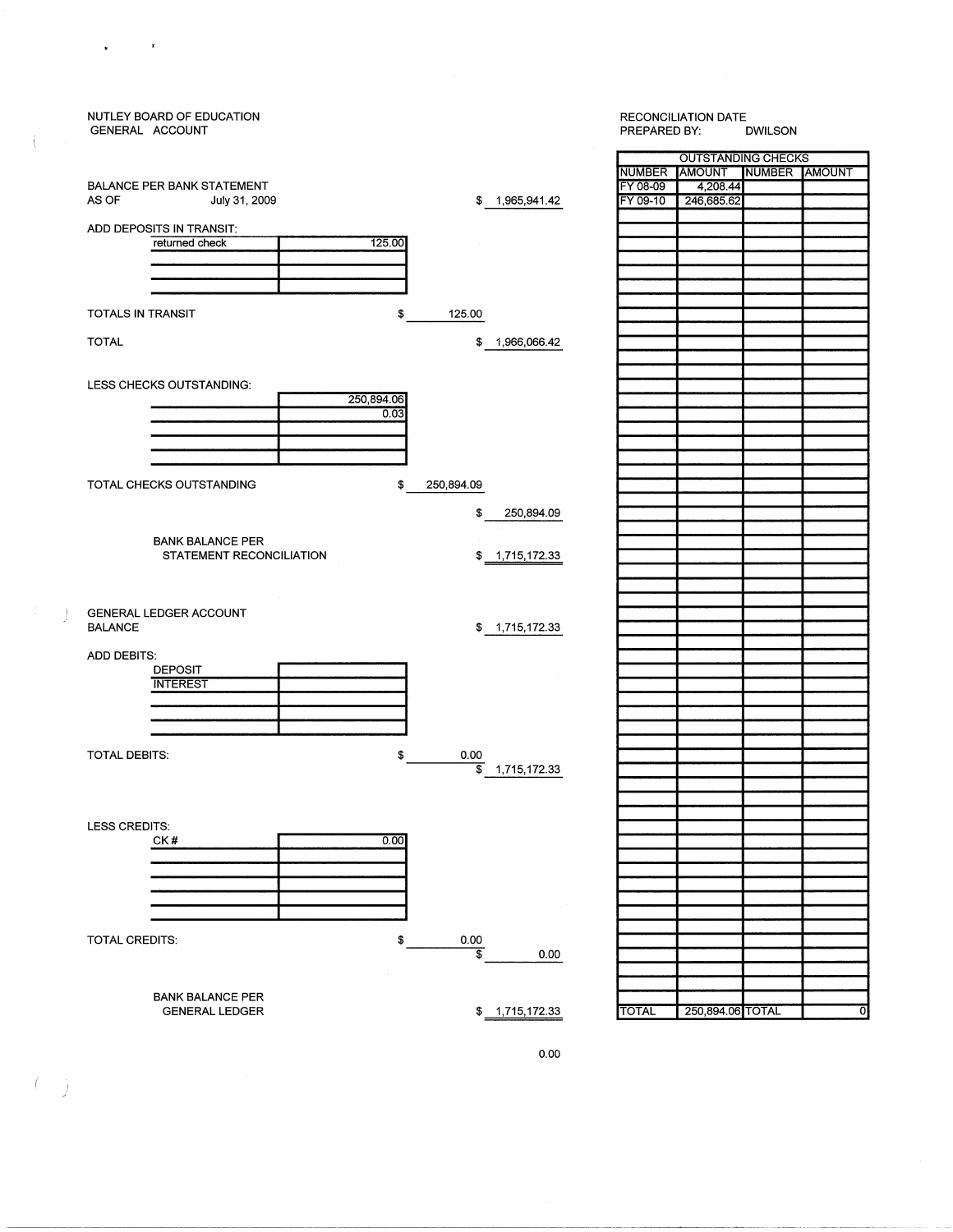NUTLEY BOARD OF EDUCATION
GENERAL ACCOUNT

RECONCILIATION DATE
PREPARED BY: DWILSON

BALANCE PER BANK STATEMENT
AS OF July 31, 2009 — $ 1,965,941.42

ADD DEPOSITS IN TRANSIT:

| | |
|---|---|
| returned check | 125.00 |
| | |
| | |
| | |

TOTALS IN TRANSIT $ 125.00

TOTAL $ 1,966,066.42

LESS CHECKS OUTSTANDING:

| | |
|---|---|
| | 250,894.06 |
| | 0.03 |
| | |
| | |
| | |

TOTAL CHECKS OUTSTANDING $ 250,894.09

$ 250,894.09

BANK BALANCE PER STATEMENT RECONCILIATION $ 1,715,172.33

GENERAL LEDGER ACCOUNT BALANCE $ 1,715,172.33

ADD DEBITS:

| | |
|---|---|
| DEPOSIT | |
| INTEREST | |
| | |
| | |
| | |

TOTAL DEBITS: $ 0.00

$ 1,715,172.33

LESS CREDITS:

| | |
|---|---|
| CK # | 0.00 |
| | |
| | |
| | |
| | |
| | |

TOTAL CREDITS: $ 0.00

$ 0.00

BANK BALANCE PER GENERAL LEDGER $ 1,715,172.33

0.00

| OUTSTANDING CHECKS | | | |
|---|---|---|---|
| NUMBER | AMOUNT | NUMBER | AMOUNT |
| FY 08-09 | 4,208.44 | | |
| FY 09-10 | 246,685.62 | | |
| TOTAL | 250,894.06 | TOTAL | 0 |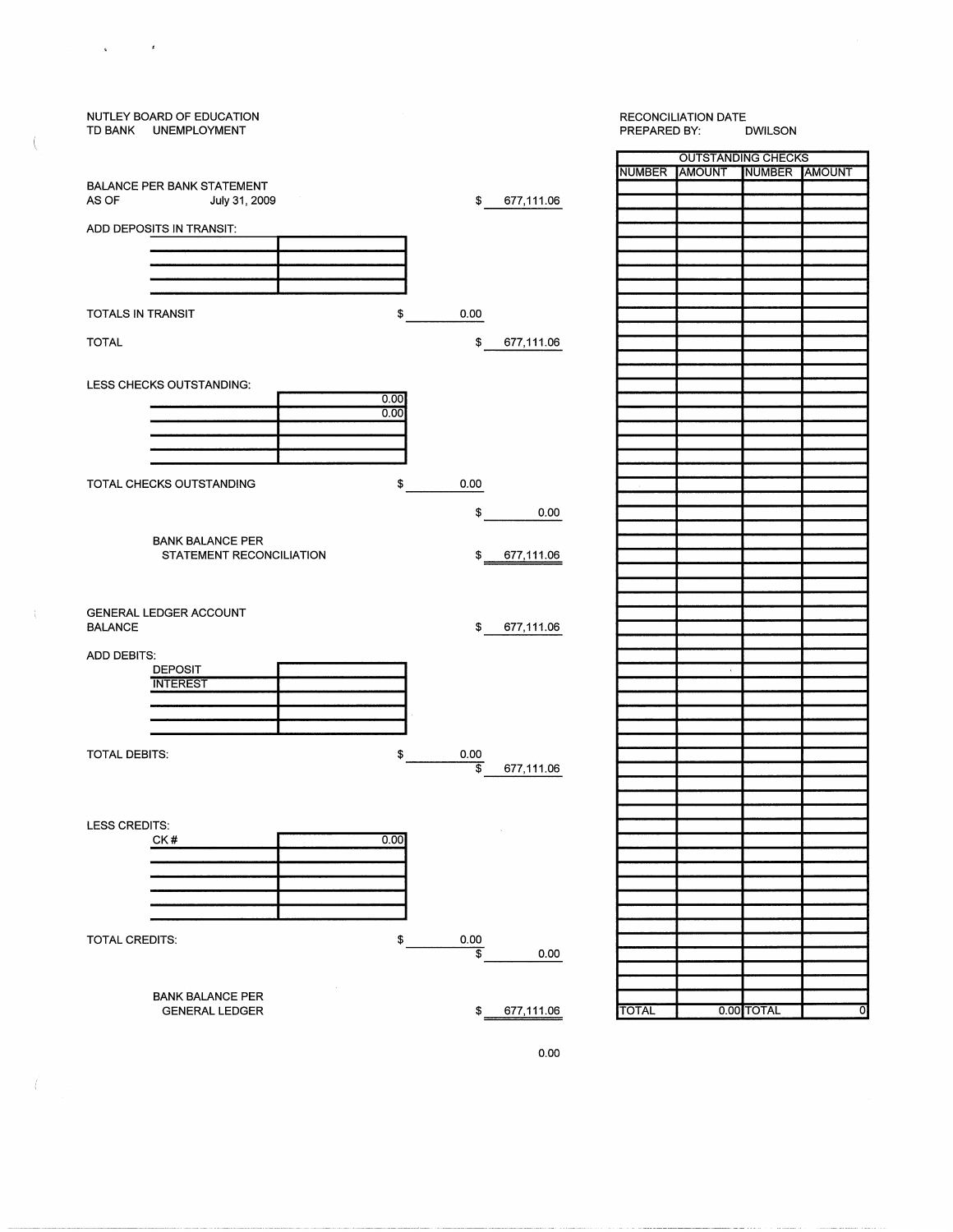NUTLEY BOARD OF EDUCATION
TD BANK UNEMPLOYMENT

RECONCILIATION DATE
PREPARED BY: DWILSON

| | | |
|---|---|---|
| BALANCE PER BANK STATEMENT AS OF July 31, 2009 | | $ 677,111.06 |
| ADD DEPOSITS IN TRANSIT: | | |
| TOTALS IN TRANSIT | $ 0.00 | |
| TOTAL | | $ 677,111.06 |
| LESS CHECKS OUTSTANDING: | 0.00 | |
| | 0.00 | |
| TOTAL CHECKS OUTSTANDING | $ 0.00 | |
| | | $ 0.00 |
| BANK BALANCE PER STATEMENT RECONCILIATION | | $ 677,111.06 |
| GENERAL LEDGER ACCOUNT BALANCE | | $ 677,111.06 |
| ADD DEBITS: | | |
| DEPOSIT | | |
| INTEREST | | |
| TOTAL DEBITS: | $ 0.00 | $ 677,111.06 |
| LESS CREDITS: | | |
| CK # | 0.00 | |
| TOTAL CREDITS: | $ 0.00 | $ 0.00 |
| BANK BALANCE PER GENERAL LEDGER | | $ 677,111.06 |

0.00

| OUTSTANDING CHECKS | | | |
|---|---|---|---|
| NUMBER | AMOUNT | NUMBER | AMOUNT |
| TOTAL | 0.00 | TOTAL | 0 |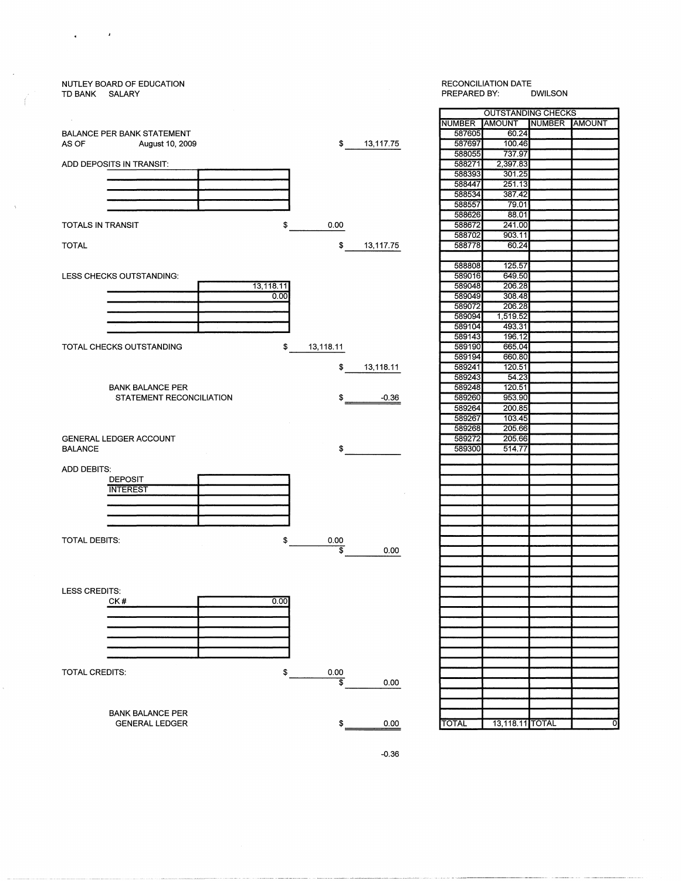NUTLEY BOARD OF EDUCATION
TD BANK SALARY

RECONCILIATION DATE
PREPARED BY: DWILSON

BALANCE PER BANK STATEMENT
AS OF August 10, 2009 $ 13,117.75

ADD DEPOSITS IN TRANSIT:

| | |
|---|---|
| | |
| | |
| | |
| | |

TOTALS IN TRANSIT $ 0.00

TOTAL $ 13,117.75

LESS CHECKS OUTSTANDING:

| | |
|---|---|
| | 13,118.11 |
| | 0.00 |
| | |
| | |
| | |

TOTAL CHECKS OUTSTANDING $ 13,118.11

$ 13,118.11

BANK BALANCE PER STATEMENT RECONCILIATION $ -0.36

GENERAL LEDGER ACCOUNT BALANCE $

ADD DEBITS:

| | |
|---|---|
| DEPOSIT | |
| INTEREST | |
| | |
| | |
| | |

TOTAL DEBITS: $ 0.00

$ 0.00

LESS CREDITS:

| | |
|---|---|
| CK # | 0.00 |
| | |
| | |
| | |
| | |
| | |

TOTAL CREDITS: $ 0.00

$ 0.00

BANK BALANCE PER GENERAL LEDGER $ 0.00

-0.36

| OUTSTANDING CHECKS | | | |
|---|---|---|---|
| NUMBER | AMOUNT | NUMBER | AMOUNT |
| 587605 | 60.24 | | |
| 587697 | 100.46 | | |
| 588055 | 737.97 | | |
| 588271 | 2,397.83 | | |
| 588393 | 301.25 | | |
| 588447 | 251.13 | | |
| 588534 | 387.42 | | |
| 588557 | 79.01 | | |
| 588626 | 88.01 | | |
| 588672 | 241.00 | | |
| 588702 | 903.11 | | |
| 588778 | 60.24 | | |
| | | | |
| 588808 | 125.57 | | |
| 589016 | 649.50 | | |
| 589048 | 206.28 | | |
| 589049 | 308.48 | | |
| 589072 | 206.28 | | |
| 589094 | 1,519.52 | | |
| 589104 | 493.31 | | |
| 589143 | 196.12 | | |
| 589190 | 665.04 | | |
| 589194 | 660.80 | | |
| 589241 | 120.51 | | |
| 589243 | 54.23 | | |
| 589248 | 120.51 | | |
| 589260 | 953.90 | | |
| 589264 | 200.85 | | |
| 589267 | 103.45 | | |
| 589268 | 205.66 | | |
| 589272 | 205.66 | | |
| 589300 | 514.77 | | |
| TOTAL | 13,118.11 | TOTAL | 0 |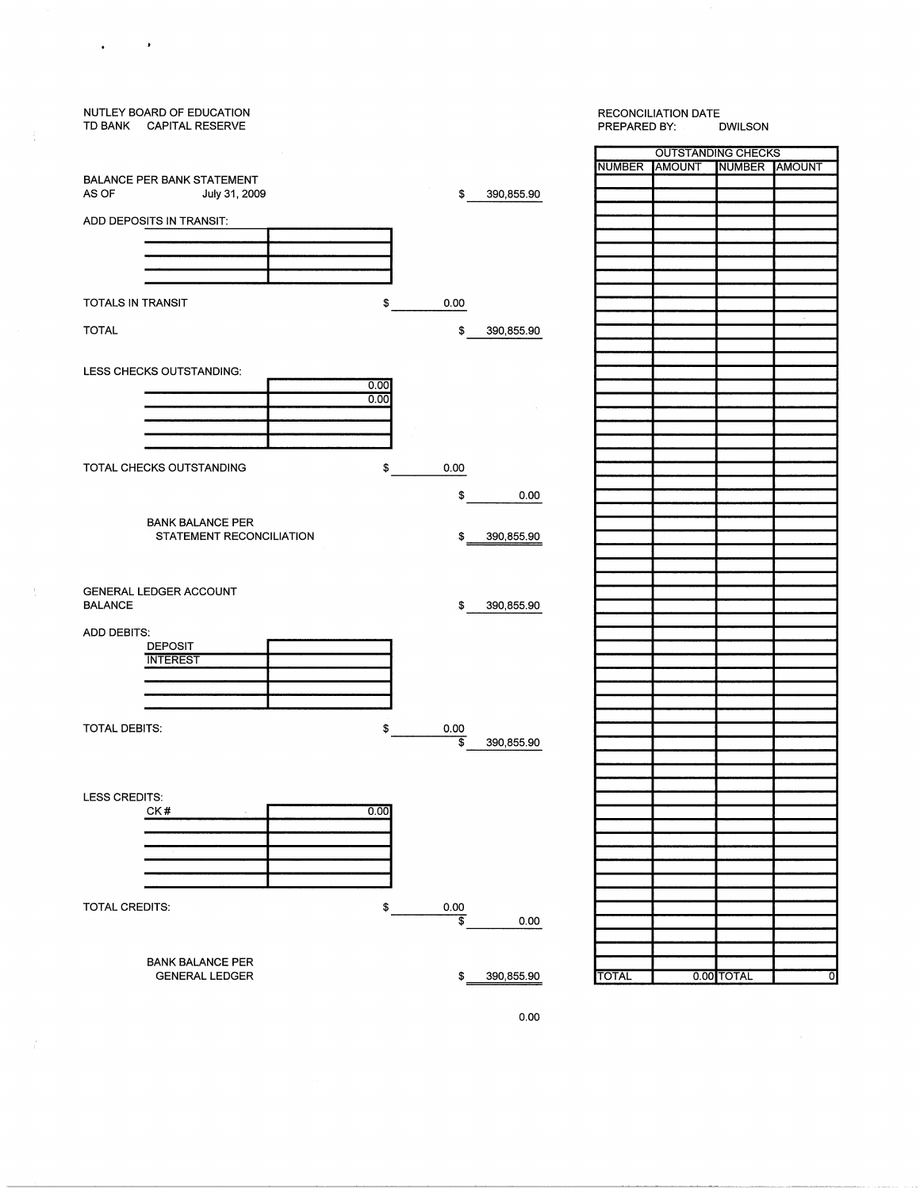NUTLEY BOARD OF EDUCATION
TD BANK CAPITAL RESERVE

RECONCILIATION DATE
PREPARED BY: DWILSON

BALANCE PER BANK STATEMENT
AS OF July 31, 2009 $ 390,855.90

ADD DEPOSITS IN TRANSIT:

| | |
|---|---|
| | |
| | |
| | |
| | |

TOTALS IN TRANSIT $ 0.00

TOTAL $ 390,855.90

LESS CHECKS OUTSTANDING:

| | |
|---|---|
| | 0.00 |
| | 0.00 |
| | |
| | |
| | |

TOTAL CHECKS OUTSTANDING $ 0.00

$ 0.00

BANK BALANCE PER
STATEMENT RECONCILIATION $ 390,855.90

GENERAL LEDGER ACCOUNT
BALANCE $ 390,855.90

ADD DEBITS:

| | |
|---|---|
| DEPOSIT | |
| INTEREST | |
| | |
| | |
| | |

TOTAL DEBITS: $ 0.00

$ 390,855.90

LESS CREDITS:

| | |
|---|---|
| CK # | 0.00 |
| | |
| | |
| | |
| | |
| | |

TOTAL CREDITS: $ 0.00

$ 0.00

BANK BALANCE PER
GENERAL LEDGER $ 390,855.90

0.00

| OUTSTANDING CHECKS | | | |
|---|---|---|---|
| NUMBER | AMOUNT | NUMBER | AMOUNT |
| TOTAL | 0.00 | TOTAL | 0 |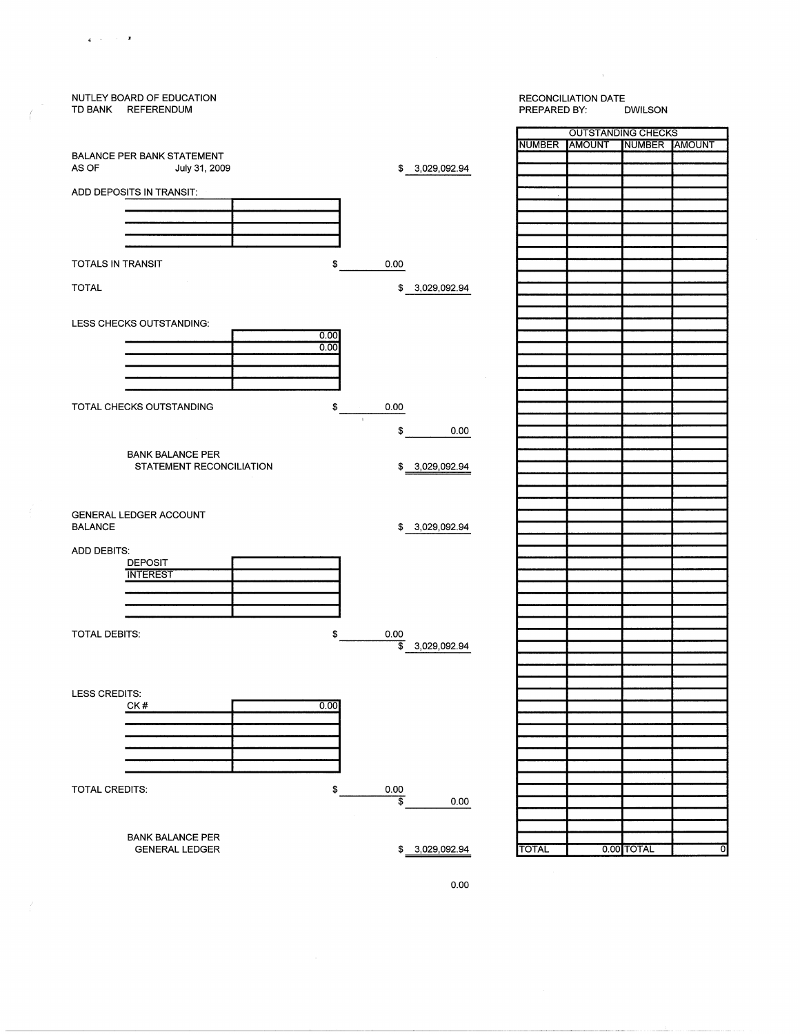NUTLEY BOARD OF EDUCATION
TD BANK REFERENDUM

RECONCILIATION DATE
PREPARED BY: DWILSON

BALANCE PER BANK STATEMENT
AS OF July 31, 2009 $ 3,029,092.94

ADD DEPOSITS IN TRANSIT:

| | |
|---|---|
| | |
| | |
| | |
| | |

TOTALS IN TRANSIT $ 0.00

TOTAL $ 3,029,092.94

LESS CHECKS OUTSTANDING:

| | |
|---|---|
| | 0.00 |
| | 0.00 |
| | |
| | |
| | |

TOTAL CHECKS OUTSTANDING $ 0.00

$ 0.00

BANK BALANCE PER
STATEMENT RECONCILIATION $ 3,029,092.94

GENERAL LEDGER ACCOUNT
BALANCE $ 3,029,092.94

ADD DEBITS:

| | |
|---|---|
| DEPOSIT | |
| INTEREST | |
| | |
| | |
| | |

TOTAL DEBITS: $ 0.00

$ 3,029,092.94

LESS CREDITS:

| | |
|---|---|
| CK # | 0.00 |
| | |
| | |
| | |
| | |
| | |

TOTAL CREDITS: $ 0.00

$ 0.00

BANK BALANCE PER
GENERAL LEDGER $ 3,029,092.94

0.00

| OUTSTANDING CHECKS | | | |
|---|---|---|---|
| NUMBER | AMOUNT | NUMBER | AMOUNT |
| TOTAL | 0.00 | TOTAL | 0 |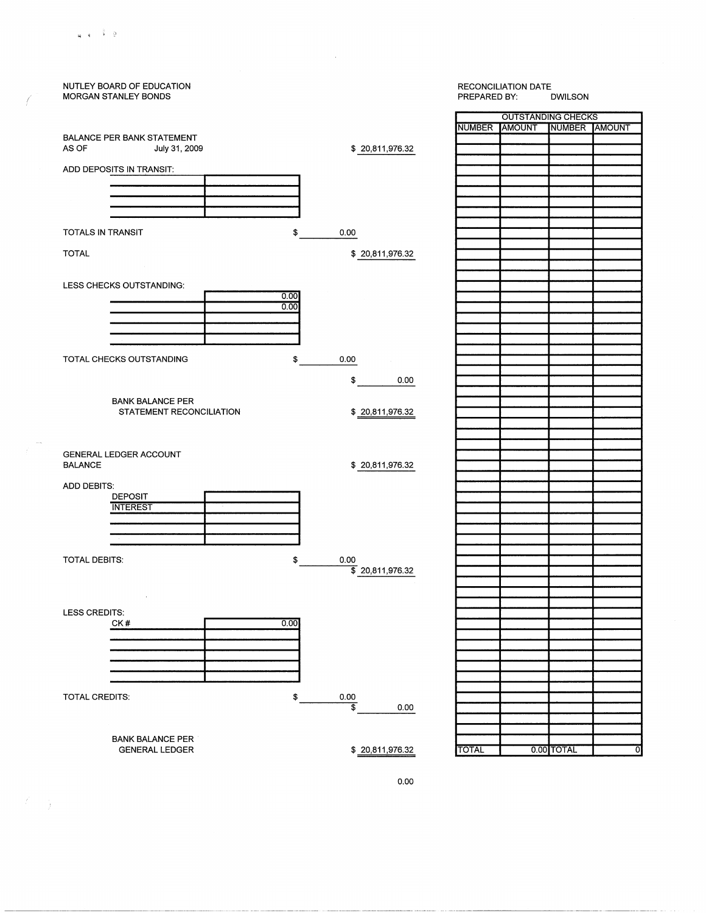NUTLEY BOARD OF EDUCATION
MORGAN STANLEY BONDS

RECONCILIATION DATE
PREPARED BY: DWILSON

BALANCE PER BANK STATEMENT
AS OF July 31, 2009 $ 20,811,976.32

ADD DEPOSITS IN TRANSIT:

| | |
|---|---|
| | |
| | |
| | |
| | |

TOTALS IN TRANSIT $ 0.00

TOTAL $ 20,811,976.32

LESS CHECKS OUTSTANDING:

| | |
|---|---|
| | 0.00 |
| | 0.00 |
| | |
| | |
| | |

TOTAL CHECKS OUTSTANDING $ 0.00

$ 0.00

BANK BALANCE PER STATEMENT RECONCILIATION $ 20,811,976.32

GENERAL LEDGER ACCOUNT BALANCE $ 20,811,976.32

ADD DEBITS:

| | |
|---|---|
| DEPOSIT | |
| INTEREST | |
| | |
| | |
| | |

TOTAL DEBITS: $ 0.00

$ 20,811,976.32

LESS CREDITS:

| | |
|---|---|
| CK # | 0.00 |
| | |
| | |
| | |
| | |
| | |

TOTAL CREDITS: $ 0.00

$ 0.00

BANK BALANCE PER GENERAL LEDGER $ 20,811,976.32

0.00

| OUTSTANDING CHECKS | | | |
|---|---|---|---|
| NUMBER | AMOUNT | NUMBER | AMOUNT |
| TOTAL | 0.00 | TOTAL | 0 |